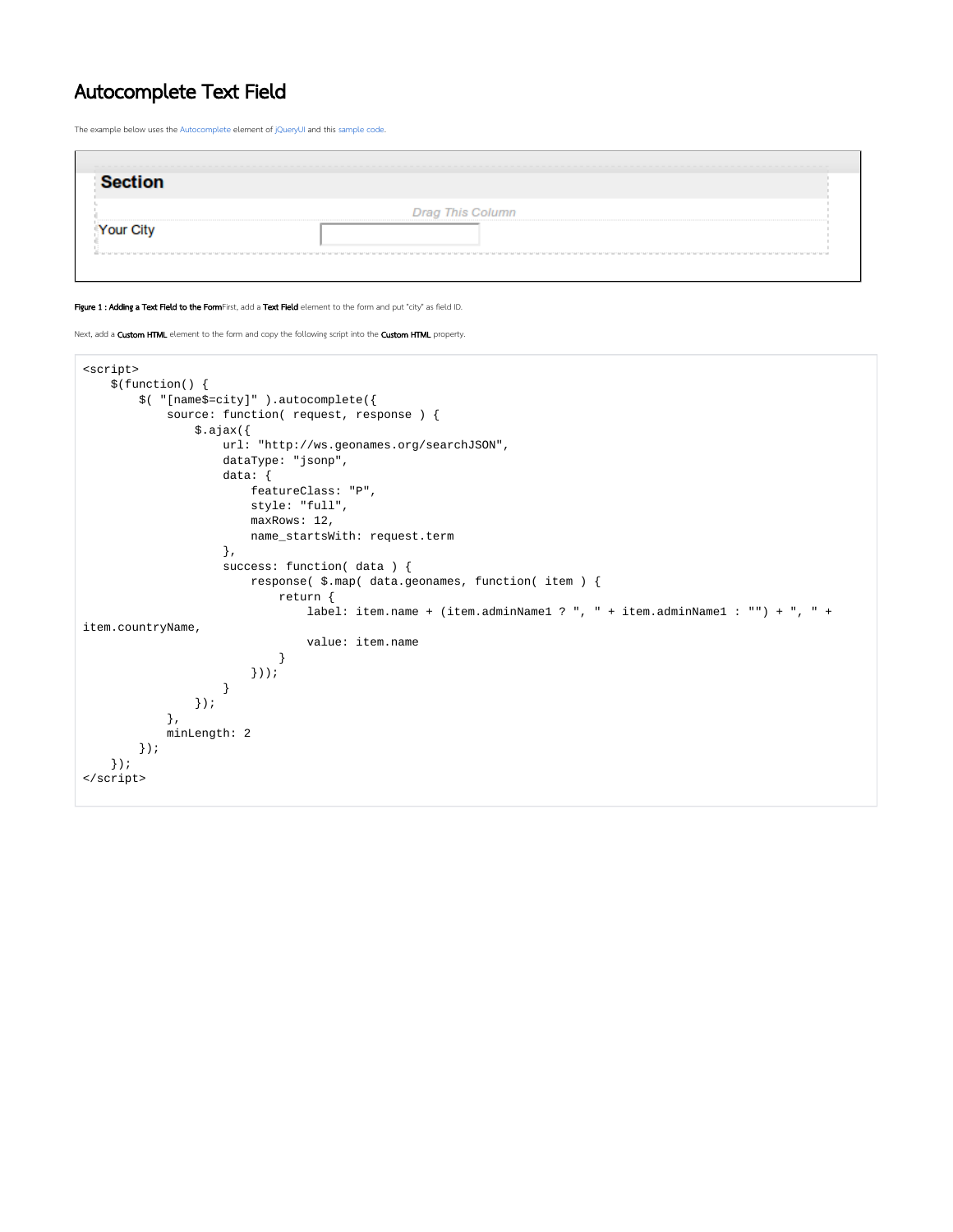# Autocomplete Text Field

The example below uses the Autocomplete element of jQueryUI and this sample code.

**Figure 1 : Adding a Text Field to the Form**First, add a **Text Field** element to the form and put "city" as field ID.

Next, add a **Custom HTML** element to the form and copy the following script into the **Custom HTML** property.

```
<script>
    $(function() {
        $( "[name$=city]" ).autocomplete({
            source: function( request, response ) {
                $.ajax({
                    url: "http://ws.geonames.org/searchJSON",
                    dataType: "jsonp",
                    data: {
                        featureClass: "P",
                        style: "full",
                        maxRows: 12,
                        name_startsWith: request.term
                    },
                    success: function( data ) {
                        response( $.map( data.geonames, function( item ) {
                            return {
                                label: item.name + (item.adminName1 ? ", " + item.adminName1 : "") + ", " + 
item.countryName,
                                value: item.name
                            }
                        }));
                    }
                });
            },
            minLength: 2
        });
    });
</script>
```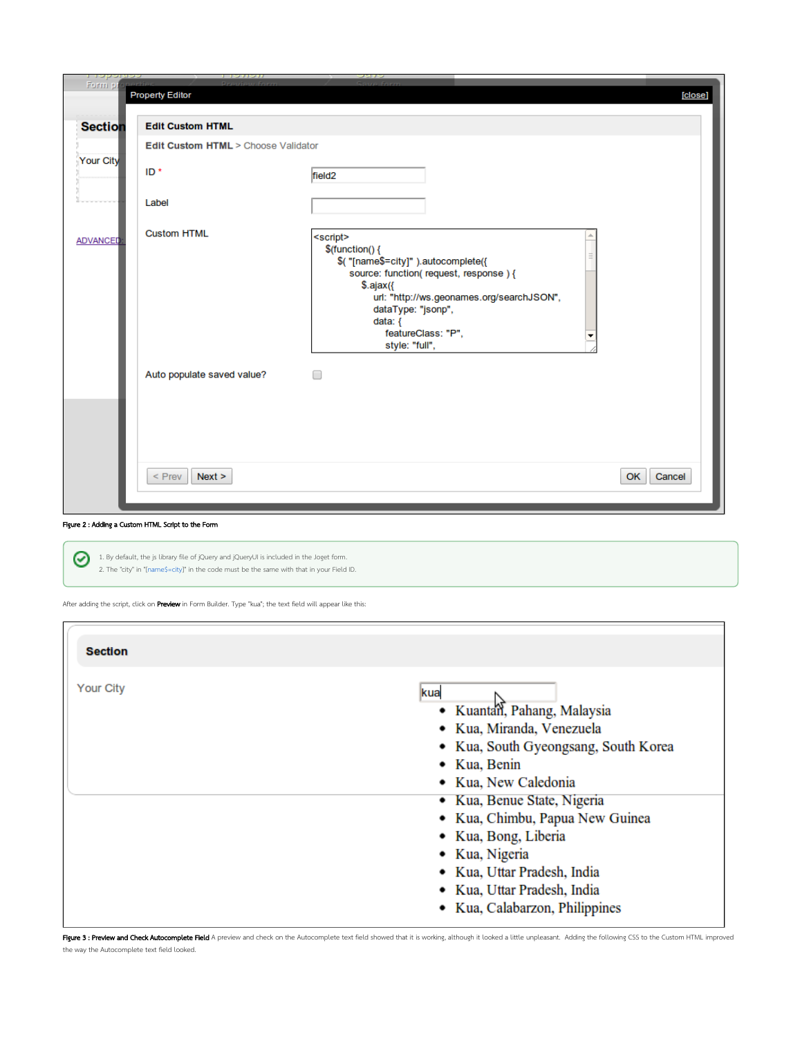Figure 2 : Adding a Custom HTML Script to the Form

1. By default, the js library file of jQuery and jQueryUI is included in the Joget form.
2. The "city" in "[name$=city]" in the code must be the same with that in your Field ID.

After adding the script, click on **Preview** in Form Builder. Type "kua"; the text field will appear like this:

**Figure 3 : Preview and Check Autocomplete Field** A preview and check on the Autocomplete text field showed that it is working, although it looked a little unpleasant. Adding the following CSS to the Custom HTML improved the way the Autocomplete text field looked.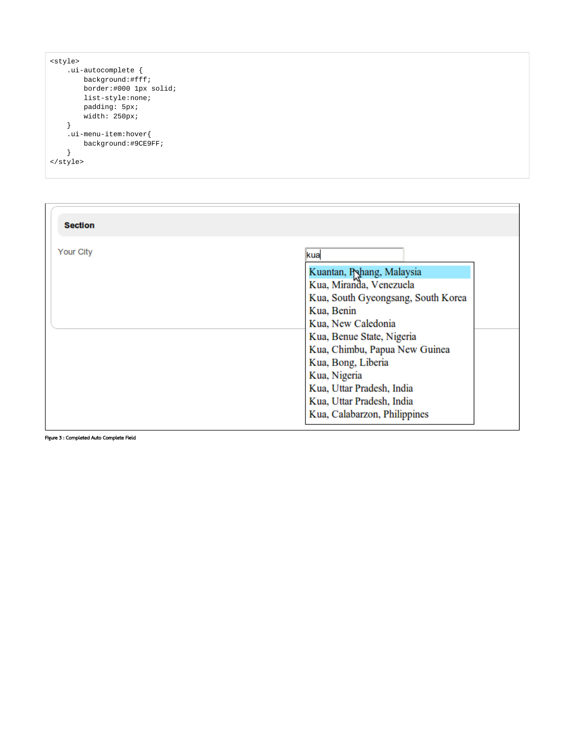```
<style>
    .ui-autocomplete {
        background:#fff;
        border:#000 1px solid;
        list-style:none;
        padding: 5px;
        width: 250px;
    }
    .ui-menu-item:hover{
        background:#9CE9FF;
    }
</style>
```

Figure 3 : Completed Auto Complete Field